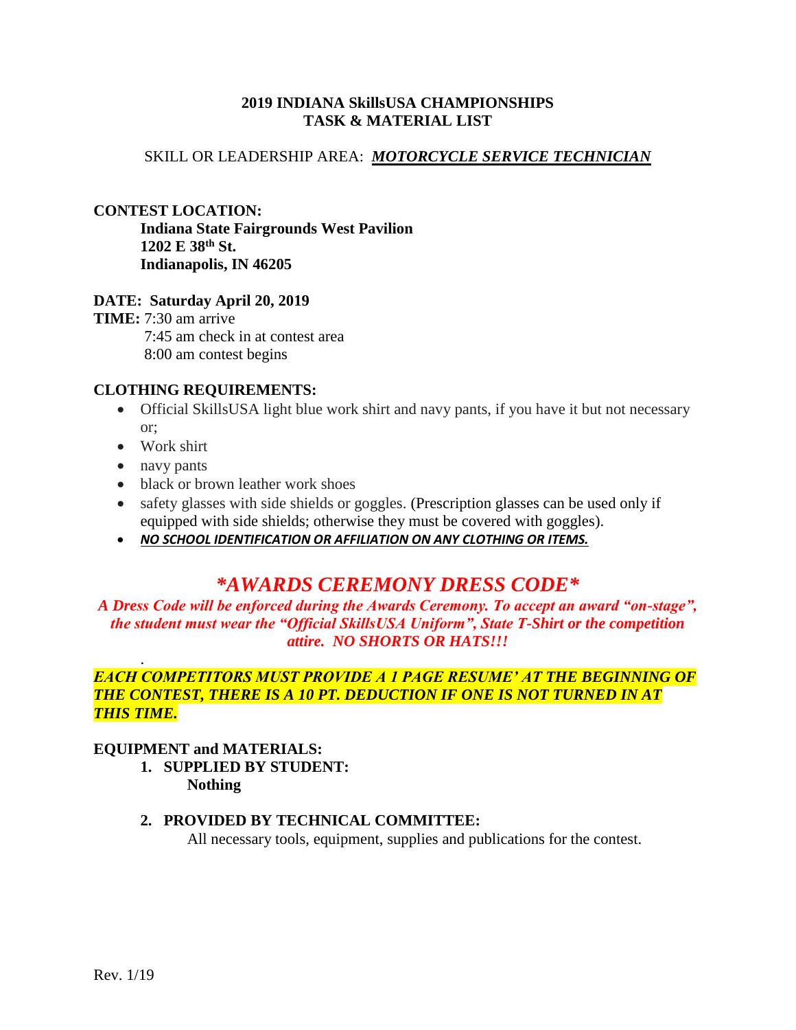# 2019 INDIANA SkillsUSA CHAMPIONSHIPS
# TASK & MATERIAL LIST

SKILL OR LEADERSHIP AREA: ***MOTORCYCLE SERVICE TECHNICIAN***

**CONTEST LOCATION:**

**Indiana State Fairgrounds West Pavilion**
**1202 E 38th St.**
**Indianapolis, IN 46205**

**DATE: Saturday April 20, 2019**

**TIME:** 7:30 am arrive
7:45 am check in at contest area
8:00 am contest begins

**CLOTHING REQUIREMENTS:**

- Official SkillsUSA light blue work shirt and navy pants, if you have it but not necessary or;
- Work shirt
- navy pants
- black or brown leather work shoes
- safety glasses with side shields or goggles. (Prescription glasses can be used only if equipped with side shields; otherwise they must be covered with goggles).
- ***NO SCHOOL IDENTIFICATION OR AFFILIATION ON ANY CLOTHING OR ITEMS.***

## **\*AWARDS CEREMONY DRESS CODE\***

***A Dress Code will be enforced during the Awards Ceremony. To accept an award "on-stage", the student must wear the "Official SkillsUSA Uniform", State T-Shirt or the competition attire. NO SHORTS OR HATS!!!***

.

***EACH COMPETITORS MUST PROVIDE A 1 PAGE RESUME' AT THE BEGINNING OF THE CONTEST, THERE IS A 10 PT. DEDUCTION IF ONE IS NOT TURNED IN AT THIS TIME.***

**EQUIPMENT and MATERIALS:**

1. **SUPPLIED BY STUDENT:**
   **Nothing**

2. **PROVIDED BY TECHNICAL COMMITTEE:**
   All necessary tools, equipment, supplies and publications for the contest.

Rev. 1/19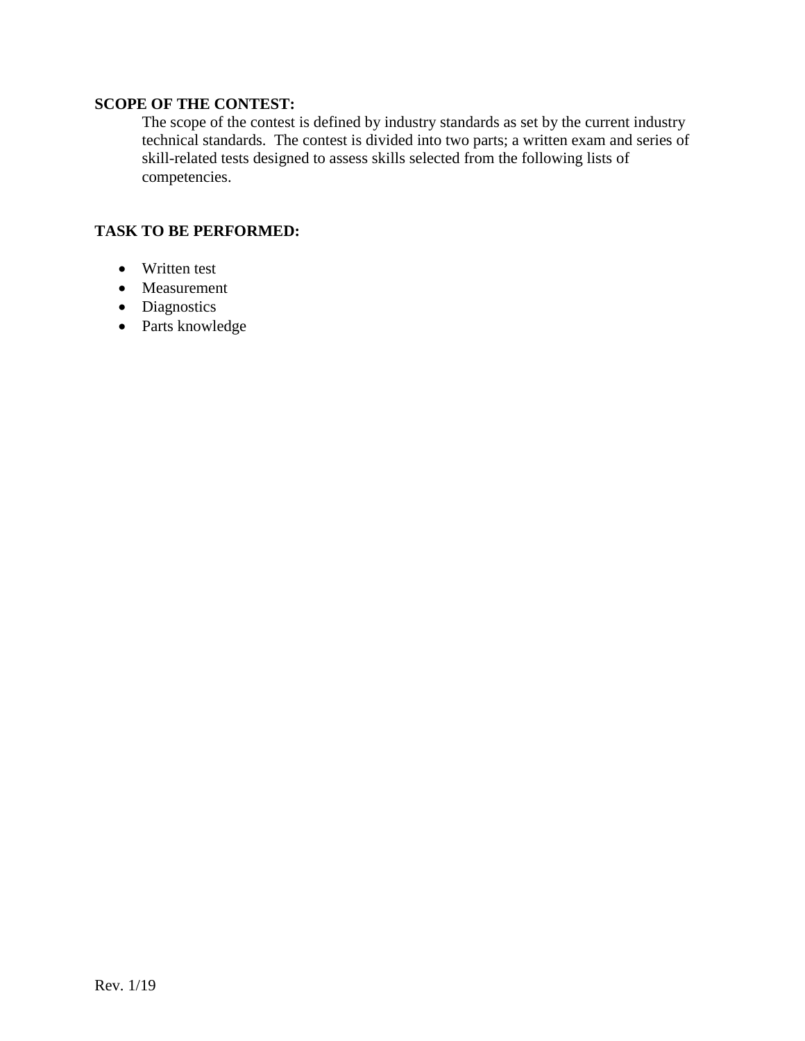**SCOPE OF THE CONTEST:**

The scope of the contest is defined by industry standards as set by the current industry technical standards. The contest is divided into two parts; a written exam and series of skill-related tests designed to assess skills selected from the following lists of competencies.

**TASK TO BE PERFORMED:**

- Written test
- Measurement
- Diagnostics
- Parts knowledge